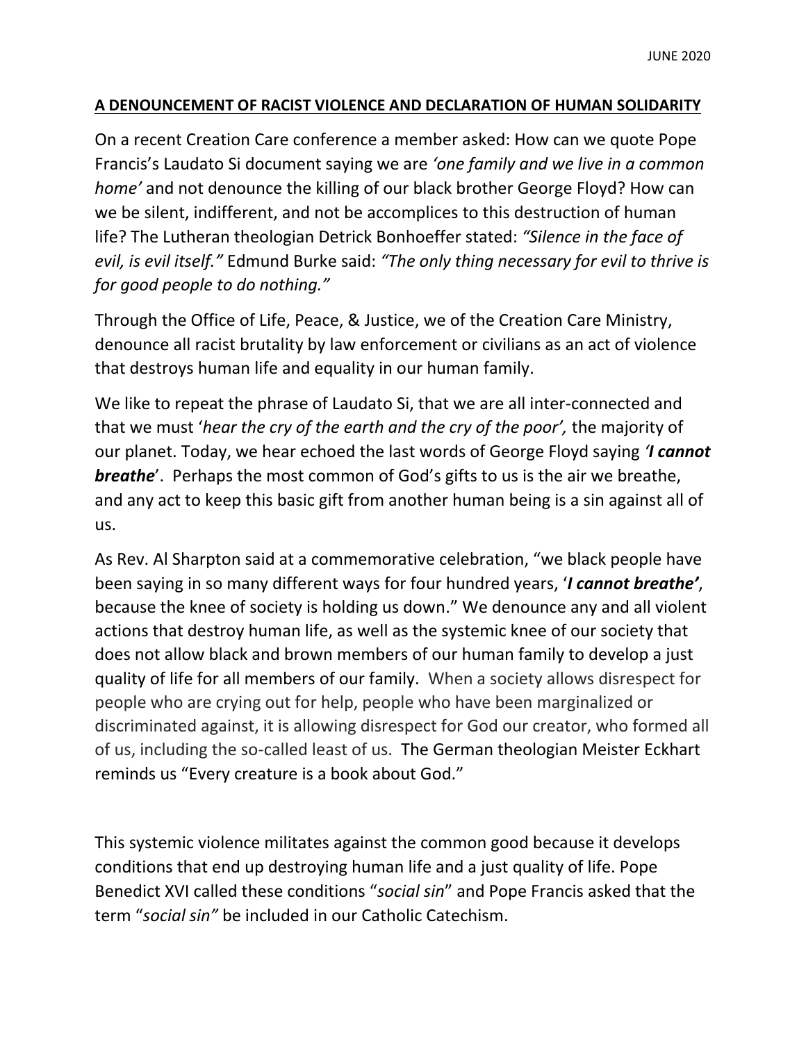JUNE 2020

**A DENOUNCEMENT OF RACIST VIOLENCE AND DECLARATION OF HUMAN SOLIDARITY**

On a recent Creation Care conference a member asked: How can we quote Pope Francis's Laudato Si document saying we are *'one family and we live in a common home'* and not denounce the killing of our black brother George Floyd? How can we be silent, indifferent, and not be accomplices to this destruction of human life? The Lutheran theologian Detrick Bonhoeffer stated: *"Silence in the face of evil, is evil itself."* Edmund Burke said: *"The only thing necessary for evil to thrive is for good people to do nothing."*

Through the Office of Life, Peace, & Justice, we of the Creation Care Ministry, denounce all racist brutality by law enforcement or civilians as an act of violence that destroys human life and equality in our human family.

We like to repeat the phrase of Laudato Si, that we are all inter-connected and that we must '*hear the cry of the earth and the cry of the poor',* the majority of our planet. Today, we hear echoed the last words of George Floyd saying *'**I cannot breathe**'*. Perhaps the most common of God's gifts to us is the air we breathe, and any act to keep this basic gift from another human being is a sin against all of us.

As Rev. Al Sharpton said at a commemorative celebration, "we black people have been saying in so many different ways for four hundred years, '***I cannot breathe'***, because the knee of society is holding us down." We denounce any and all violent actions that destroy human life, as well as the systemic knee of our society that does not allow black and brown members of our human family to develop a just quality of life for all members of our family. When a society allows disrespect for people who are crying out for help, people who have been marginalized or discriminated against, it is allowing disrespect for God our creator, who formed all of us, including the so-called least of us. The German theologian Meister Eckhart reminds us "Every creature is a book about God."

This systemic violence militates against the common good because it develops conditions that end up destroying human life and a just quality of life. Pope Benedict XVI called these conditions "*social sin*" and Pope Francis asked that the term "*social sin"* be included in our Catholic Catechism.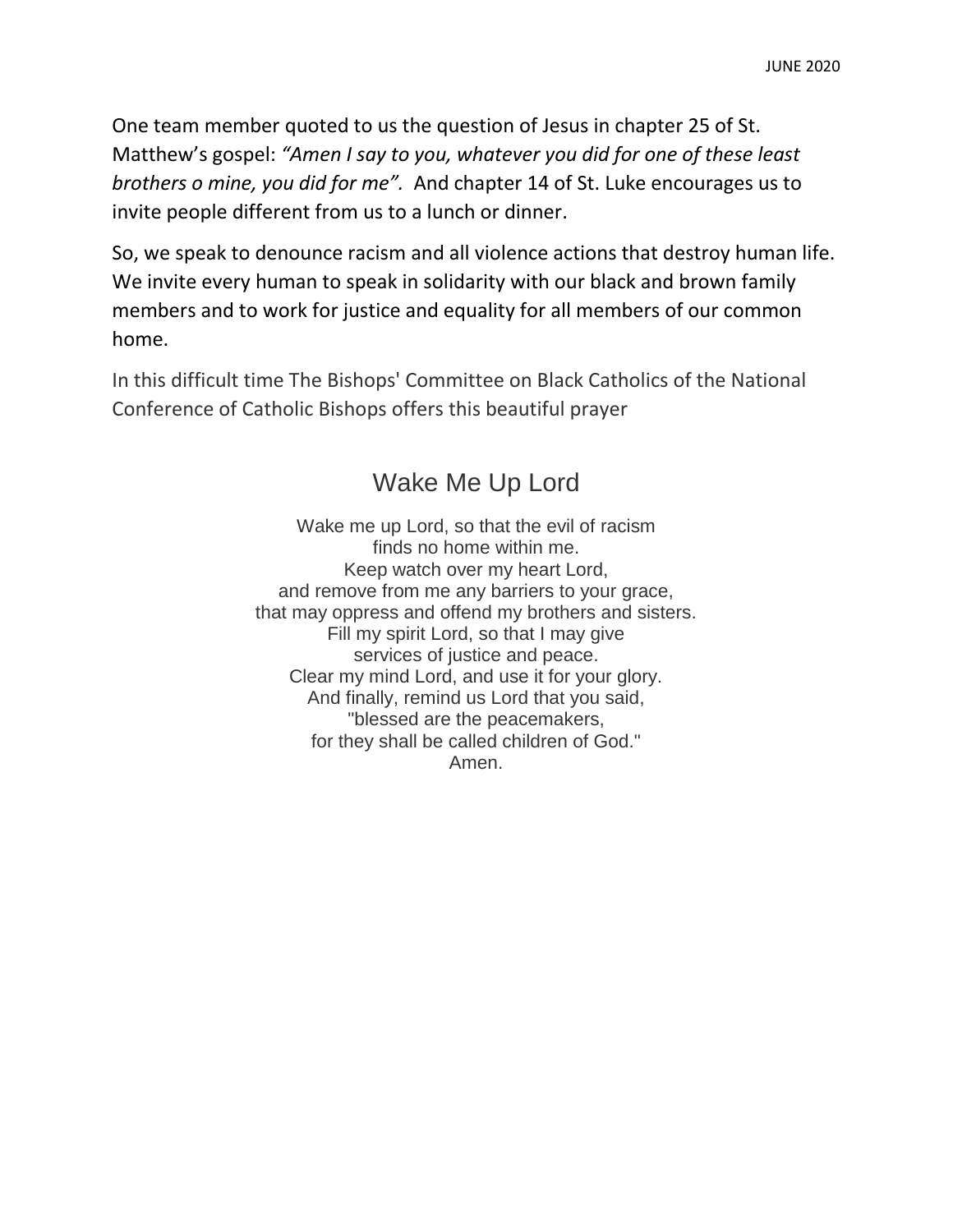One team member quoted to us the question of Jesus in chapter 25 of St. Matthew's gospel: *"Amen I say to you, whatever you did for one of these least brothers o mine, you did for me".* And chapter 14 of St. Luke encourages us to invite people different from us to a lunch or dinner.

So, we speak to denounce racism and all violence actions that destroy human life. We invite every human to speak in solidarity with our black and brown family members and to work for justice and equality for all members of our common home.

In this difficult time The Bishops' Committee on Black Catholics of the National Conference of Catholic Bishops offers this beautiful prayer

## Wake Me Up Lord

Wake me up Lord, so that the evil of racism
finds no home within me.
Keep watch over my heart Lord,
and remove from me any barriers to your grace,
that may oppress and offend my brothers and sisters.
Fill my spirit Lord, so that I may give
services of justice and peace.
Clear my mind Lord, and use it for your glory.
And finally, remind us Lord that you said,
"blessed are the peacemakers,
for they shall be called children of God."
Amen.